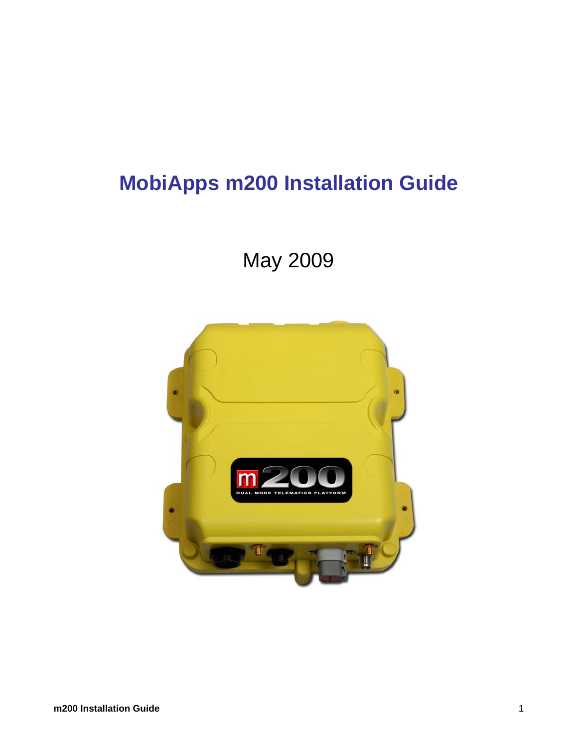# MobiApps m200 Installation Guide

May 2009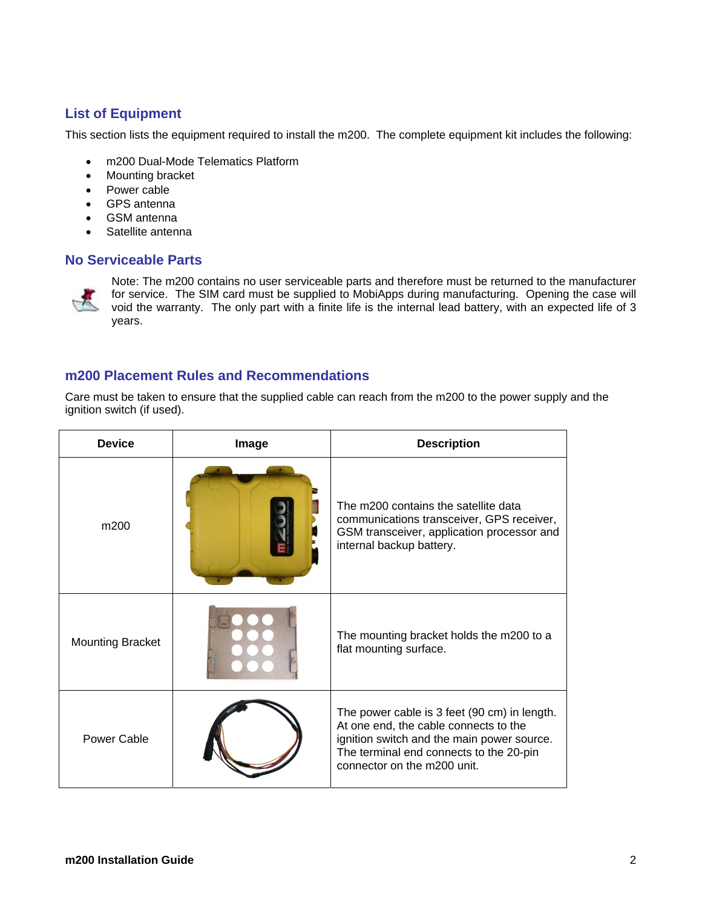## List of Equipment

This section lists the equipment required to install the m200. The complete equipment kit includes the following:

- m200 Dual-Mode Telematics Platform
- Mounting bracket
- Power cable
- GPS antenna
- GSM antenna
- Satellite antenna

## No Serviceable Parts

Note: The m200 contains no user serviceable parts and therefore must be returned to the manufacturer for service. The SIM card must be supplied to MobiApps during manufacturing. Opening the case will void the warranty. The only part with a finite life is the internal lead battery, with an expected life of 3 years.

## m200 Placement Rules and Recommendations

Care must be taken to ensure that the supplied cable can reach from the m200 to the power supply and the ignition switch (if used).

| Device | Image | Description |
|---|---|---|
| m200 | | The m200 contains the satellite data communications transceiver, GPS receiver, GSM transceiver, application processor and internal backup battery. |
| Mounting Bracket | | The mounting bracket holds the m200 to a flat mounting surface. |
| Power Cable | | The power cable is 3 feet (90 cm) in length. At one end, the cable connects to the ignition switch and the main power source. The terminal end connects to the 20-pin connector on the m200 unit. |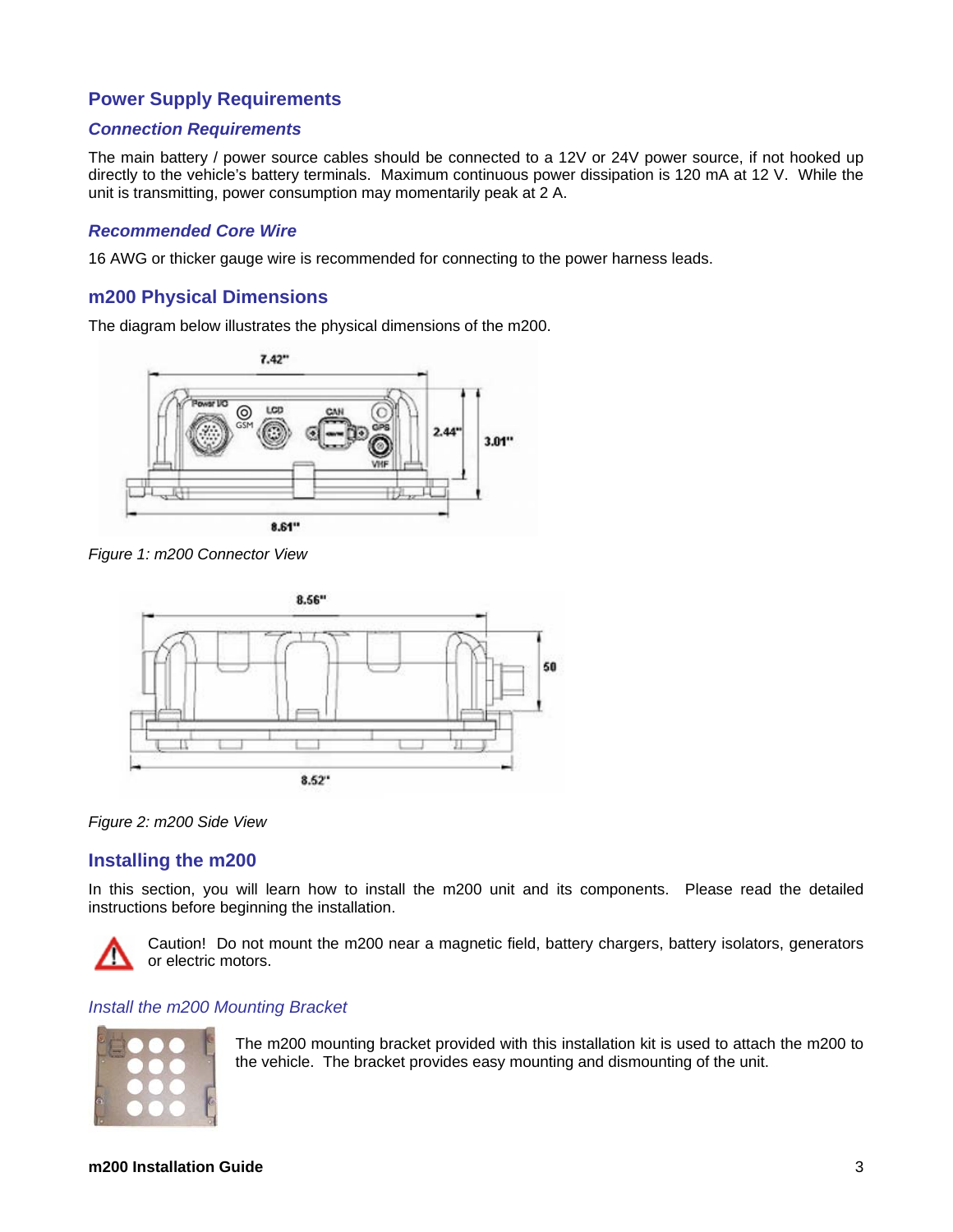## Power Supply Requirements

### *Connection Requirements*

The main battery / power source cables should be connected to a 12V or 24V power source, if not hooked up directly to the vehicle's battery terminals. Maximum continuous power dissipation is 120 mA at 12 V. While the unit is transmitting, power consumption may momentarily peak at 2 A.

### *Recommended Core Wire*

16 AWG or thicker gauge wire is recommended for connecting to the power harness leads.

## m200 Physical Dimensions

The diagram below illustrates the physical dimensions of the m200.

*Figure 1: m200 Connector View*

*Figure 2: m200 Side View*

## Installing the m200

In this section, you will learn how to install the m200 unit and its components. Please read the detailed instructions before beginning the installation.

Caution! Do not mount the m200 near a magnetic field, battery chargers, battery isolators, generators or electric motors.

### *Install the m200 Mounting Bracket*

The m200 mounting bracket provided with this installation kit is used to attach the m200 to the vehicle. The bracket provides easy mounting and dismounting of the unit.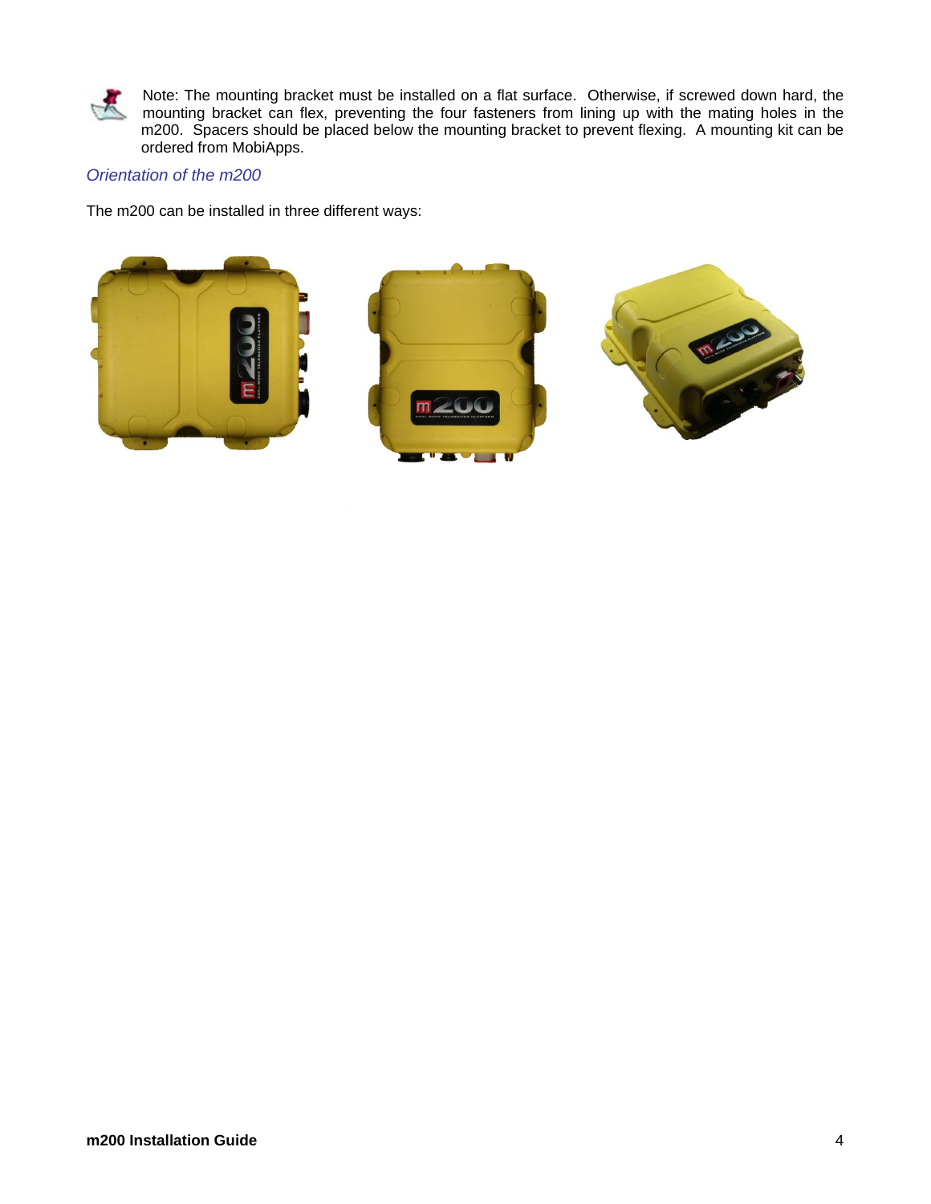Note: The mounting bracket must be installed on a flat surface. Otherwise, if screwed down hard, the mounting bracket can flex, preventing the four fasteners from lining up with the mating holes in the m200. Spacers should be placed below the mounting bracket to prevent flexing. A mounting kit can be ordered from MobiApps.

### *Orientation of the m200*

The m200 can be installed in three different ways: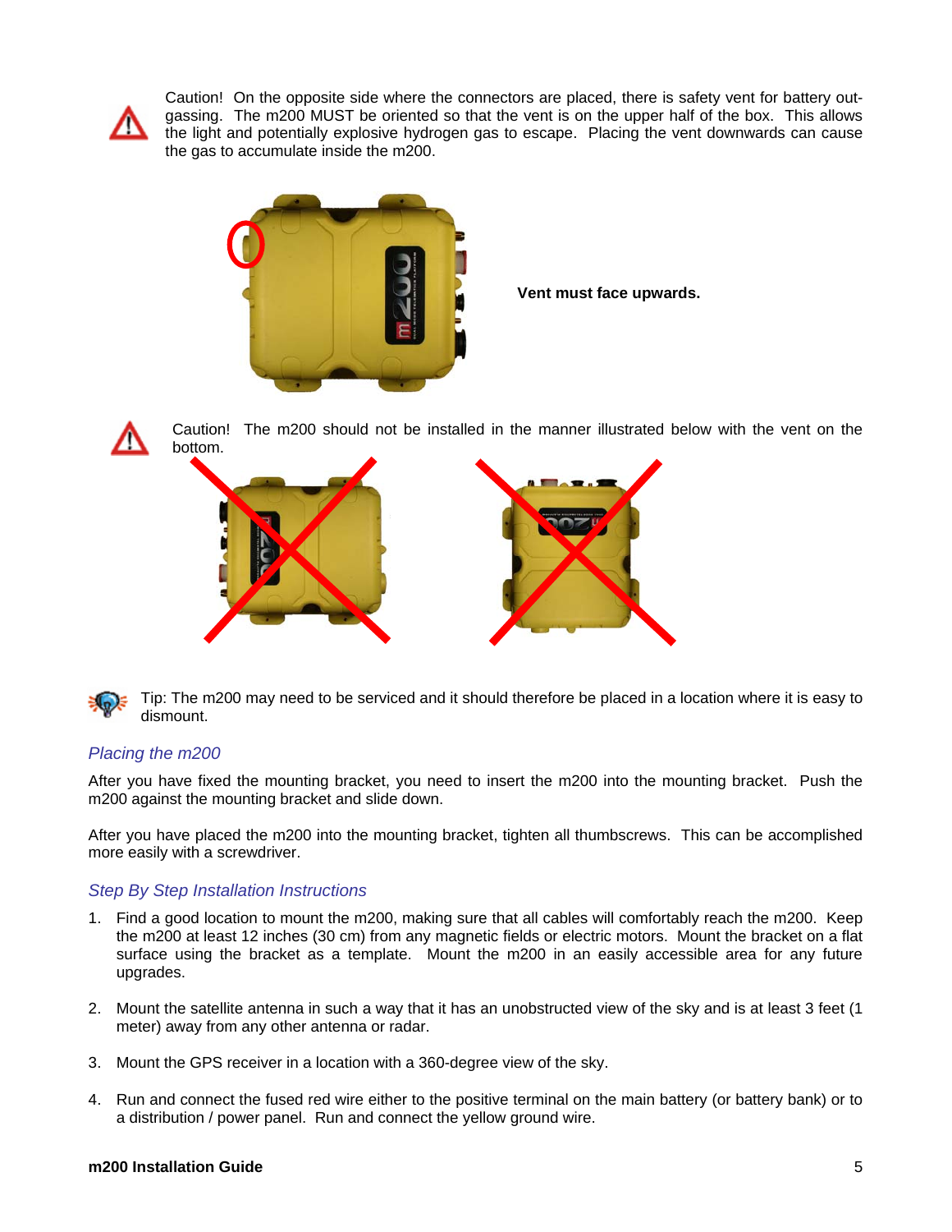Caution! On the opposite side where the connectors are placed, there is safety vent for battery out-gassing. The m200 MUST be oriented so that the vent is on the upper half of the box. This allows the light and potentially explosive hydrogen gas to escape. Placing the vent downwards can cause the gas to accumulate inside the m200.

**Vent must face upwards.**

Caution! The m200 should not be installed in the manner illustrated below with the vent on the bottom.

Tip: The m200 may need to be serviced and it should therefore be placed in a location where it is easy to dismount.

### *Placing the m200*

After you have fixed the mounting bracket, you need to insert the m200 into the mounting bracket. Push the m200 against the mounting bracket and slide down.

After you have placed the m200 into the mounting bracket, tighten all thumbscrews. This can be accomplished more easily with a screwdriver.

### *Step By Step Installation Instructions*

1. Find a good location to mount the m200, making sure that all cables will comfortably reach the m200. Keep the m200 at least 12 inches (30 cm) from any magnetic fields or electric motors. Mount the bracket on a flat surface using the bracket as a template. Mount the m200 in an easily accessible area for any future upgrades.

2. Mount the satellite antenna in such a way that it has an unobstructed view of the sky and is at least 3 feet (1 meter) away from any other antenna or radar.

3. Mount the GPS receiver in a location with a 360-degree view of the sky.

4. Run and connect the fused red wire either to the positive terminal on the main battery (or battery bank) or to a distribution / power panel. Run and connect the yellow ground wire.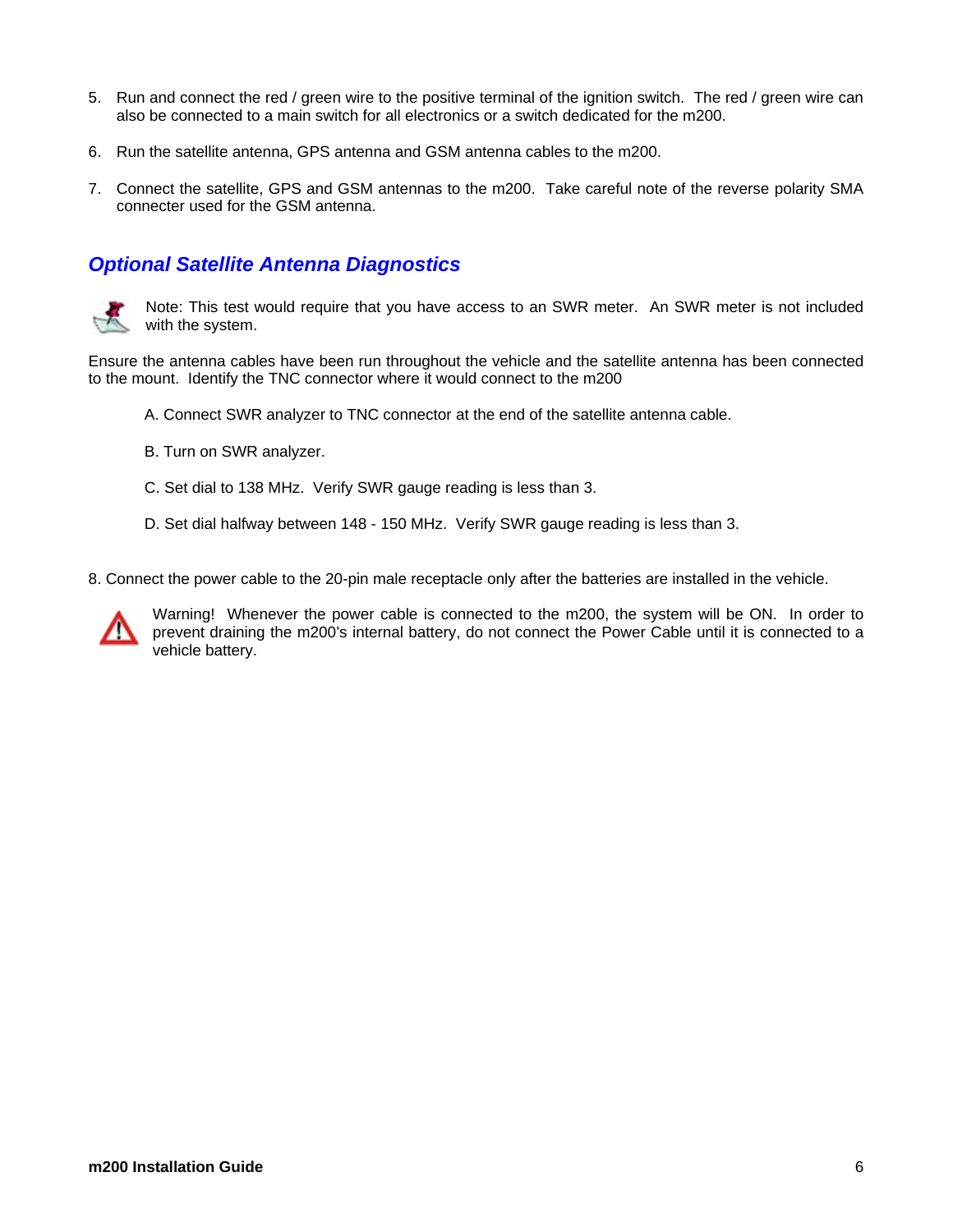5. Run and connect the red / green wire to the positive terminal of the ignition switch. The red / green wire can also be connected to a main switch for all electronics or a switch dedicated for the m200.

6. Run the satellite antenna, GPS antenna and GSM antenna cables to the m200.

7. Connect the satellite, GPS and GSM antennas to the m200. Take careful note of the reverse polarity SMA connecter used for the GSM antenna.

## *Optional Satellite Antenna Diagnostics*

Note: This test would require that you have access to an SWR meter. An SWR meter is not included with the system.

Ensure the antenna cables have been run throughout the vehicle and the satellite antenna has been connected to the mount. Identify the TNC connector where it would connect to the m200

A. Connect SWR analyzer to TNC connector at the end of the satellite antenna cable.

B. Turn on SWR analyzer.

C. Set dial to 138 MHz. Verify SWR gauge reading is less than 3.

D. Set dial halfway between 148 - 150 MHz. Verify SWR gauge reading is less than 3.

8. Connect the power cable to the 20-pin male receptacle only after the batteries are installed in the vehicle.

Warning! Whenever the power cable is connected to the m200, the system will be ON. In order to prevent draining the m200's internal battery, do not connect the Power Cable until it is connected to a vehicle battery.